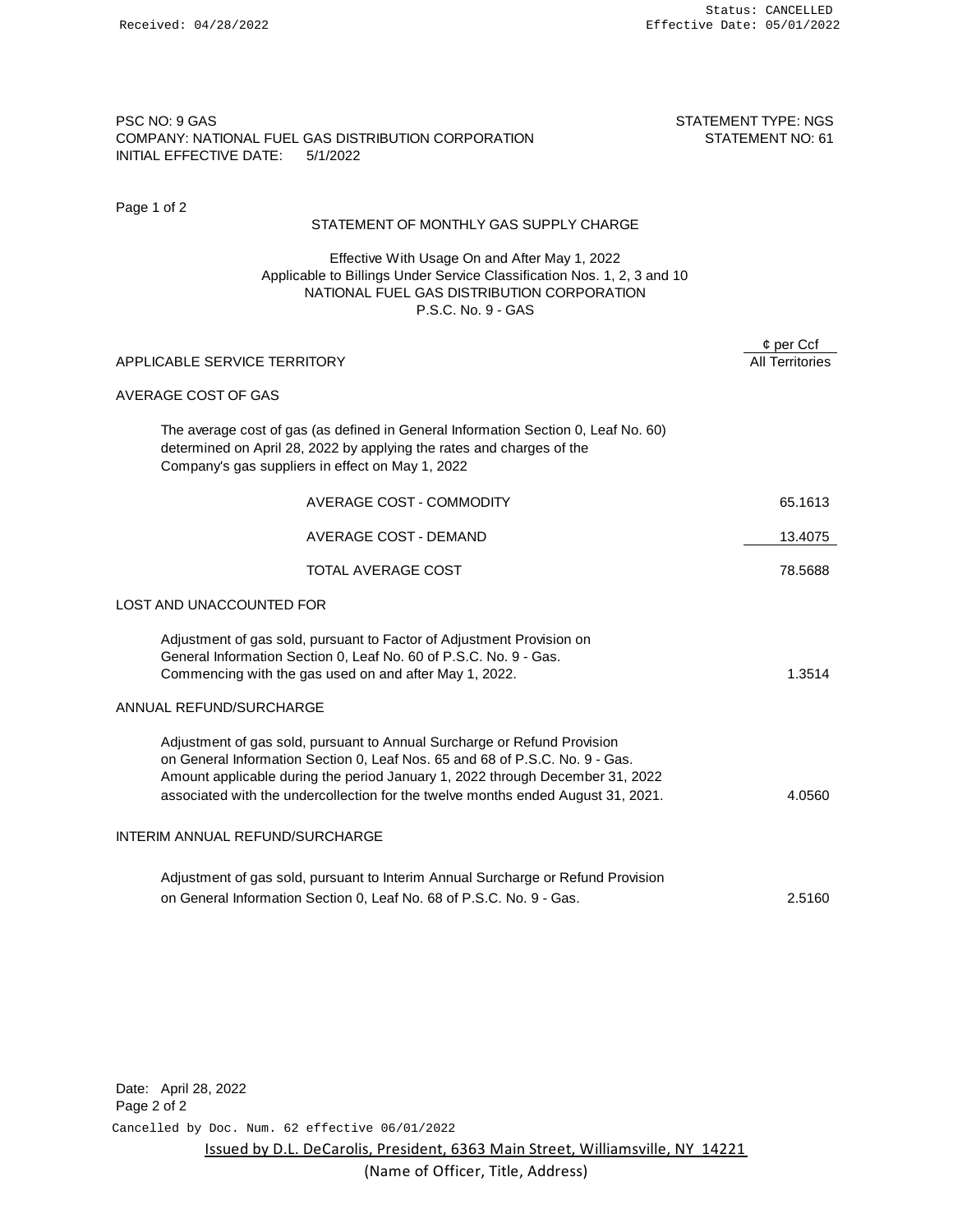PSC NO: 9 GAS
COMPANY: NATIONAL FUEL GAS DISTRIBUTION CORPORATION
INITIAL EFFECTIVE DATE: 5/1/2022

STATEMENT TYPE: NGS
STATEMENT NO: 61

## STATEMENT OF MONTHLY GAS SUPPLY CHARGE

Effective With Usage On and After May 1, 2022
Applicable to Billings Under Service Classification Nos. 1, 2, 3 and 10
NATIONAL FUEL GAS DISTRIBUTION CORPORATION
P.S.C. No. 9 - GAS

| | ¢ per Ccf |
|---|---|
| APPLICABLE SERVICE TERRITORY | All Territories |

### AVERAGE COST OF GAS

The average cost of gas (as defined in General Information Section 0, Leaf No. 60) determined on April 28, 2022 by applying the rates and charges of the Company's gas suppliers in effect on May 1, 2022

| | |
|---|---|
| AVERAGE COST - COMMODITY | 65.1613 |
| AVERAGE COST - DEMAND | 13.4075 |
| TOTAL AVERAGE COST | 78.5688 |

### LOST AND UNACCOUNTED FOR

Adjustment of gas sold, pursuant to Factor of Adjustment Provision on General Information Section 0, Leaf No. 60 of P.S.C. No. 9 - Gas. Commencing with the gas used on and after May 1, 2022. — 1.3514

### ANNUAL REFUND/SURCHARGE

Adjustment of gas sold, pursuant to Annual Surcharge or Refund Provision on General Information Section 0, Leaf Nos. 65 and 68 of P.S.C. No. 9 - Gas. Amount applicable during the period January 1, 2022 through December 31, 2022 associated with the undercollection for the twelve months ended August 31, 2021. — 4.0560

### INTERIM ANNUAL REFUND/SURCHARGE

Adjustment of gas sold, pursuant to Interim Annual Surcharge or Refund Provision on General Information Section 0, Leaf No. 68 of P.S.C. No. 9 - Gas. — 2.5160

Date: April 28, 2022

Issued by D.L. DeCarolis, President, 6363 Main Street, Williamsville, NY 14221
(Name of Officer, Title, Address)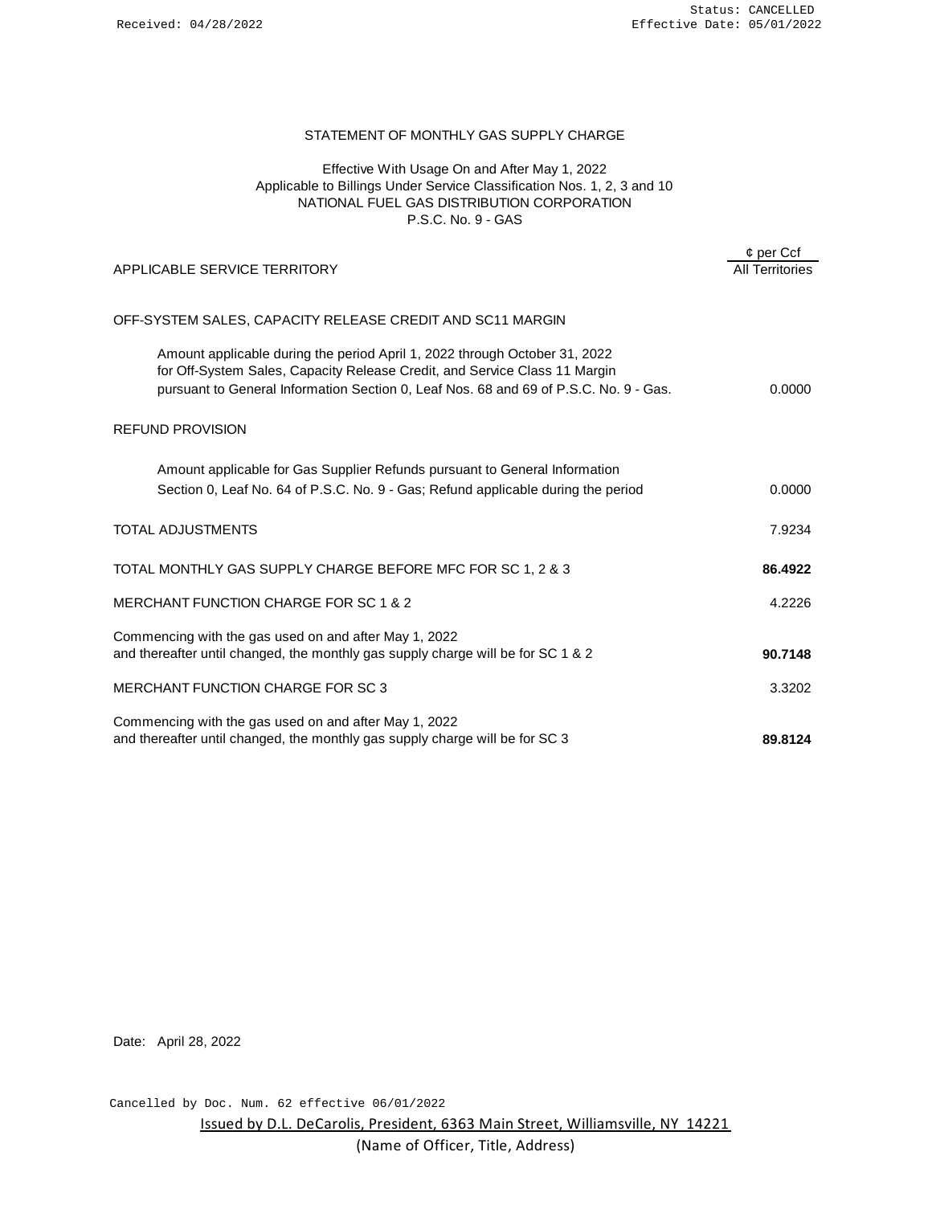# STATEMENT OF MONTHLY GAS SUPPLY CHARGE

Effective With Usage On and After May 1, 2022
Applicable to Billings Under Service Classification Nos. 1, 2, 3 and 10
NATIONAL FUEL GAS DISTRIBUTION CORPORATION
P.S.C. No. 9 - GAS

| APPLICABLE SERVICE TERRITORY | ¢ per Ccf All Territories |
|---|---|
| OFF-SYSTEM SALES, CAPACITY RELEASE CREDIT AND SC11 MARGIN | |
| Amount applicable during the period April 1, 2022 through October 31, 2022 for Off-System Sales, Capacity Release Credit, and Service Class 11 Margin pursuant to General Information Section 0, Leaf Nos. 68 and 69 of P.S.C. No. 9 - Gas. | 0.0000 |
| REFUND PROVISION | |
| Amount applicable for Gas Supplier Refunds pursuant to General Information Section 0, Leaf No. 64 of P.S.C. No. 9 - Gas; Refund applicable during the period | 0.0000 |
| TOTAL ADJUSTMENTS | 7.9234 |
| TOTAL MONTHLY GAS SUPPLY CHARGE BEFORE MFC FOR SC 1, 2 & 3 | **86.4922** |
| MERCHANT FUNCTION CHARGE FOR SC 1 & 2 | 4.2226 |
| Commencing with the gas used on and after May 1, 2022 and thereafter until changed, the monthly gas supply charge will be for SC 1 & 2 | **90.7148** |
| MERCHANT FUNCTION CHARGE FOR SC 3 | 3.3202 |
| Commencing with the gas used on and after May 1, 2022 and thereafter until changed, the monthly gas supply charge will be for SC 3 | **89.8124** |

Date: April 28, 2022

Issued by D.L. DeCarolis, President, 6363 Main Street, Williamsville, NY 14221
(Name of Officer, Title, Address)